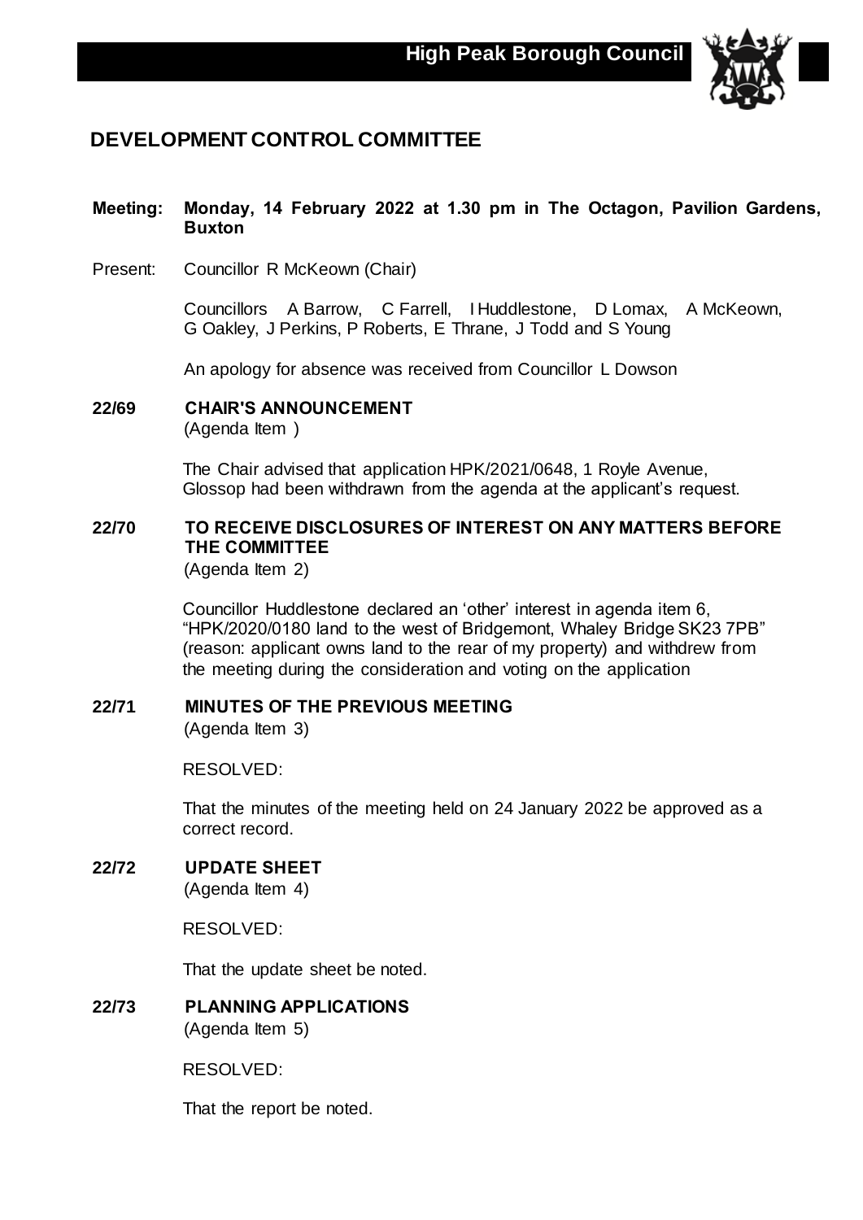**High Peak Borough Council**

# DEVELOPMENT CONTROL COMMITTEE

**Meeting: Monday, 14 February 2022 at 1.30 pm in The Octagon, Pavilion Gardens, Buxton**

Present: Councillor R McKeown (Chair)

Councillors A Barrow, C Farrell, I Huddlestone, D Lomax, A McKeown, G Oakley, J Perkins, P Roberts, E Thrane, J Todd and S Young

An apology for absence was received from Councillor L Dowson

## 22/69 CHAIR'S ANNOUNCEMENT

(Agenda Item )

The Chair advised that application HPK/2021/0648, 1 Royle Avenue, Glossop had been withdrawn from the agenda at the applicant's request.

## 22/70 TO RECEIVE DISCLOSURES OF INTEREST ON ANY MATTERS BEFORE THE COMMITTEE

(Agenda Item 2)

Councillor Huddlestone declared an 'other' interest in agenda item 6, "HPK/2020/0180 land to the west of Bridgemont, Whaley Bridge SK23 7PB" (reason: applicant owns land to the rear of my property) and withdrew from the meeting during the consideration and voting on the application

## 22/71 MINUTES OF THE PREVIOUS MEETING

(Agenda Item 3)

RESOLVED:

That the minutes of the meeting held on 24 January 2022 be approved as a correct record.

## 22/72 UPDATE SHEET

(Agenda Item 4)

RESOLVED:

That the update sheet be noted.

## 22/73 PLANNING APPLICATIONS

(Agenda Item 5)

RESOLVED:

That the report be noted.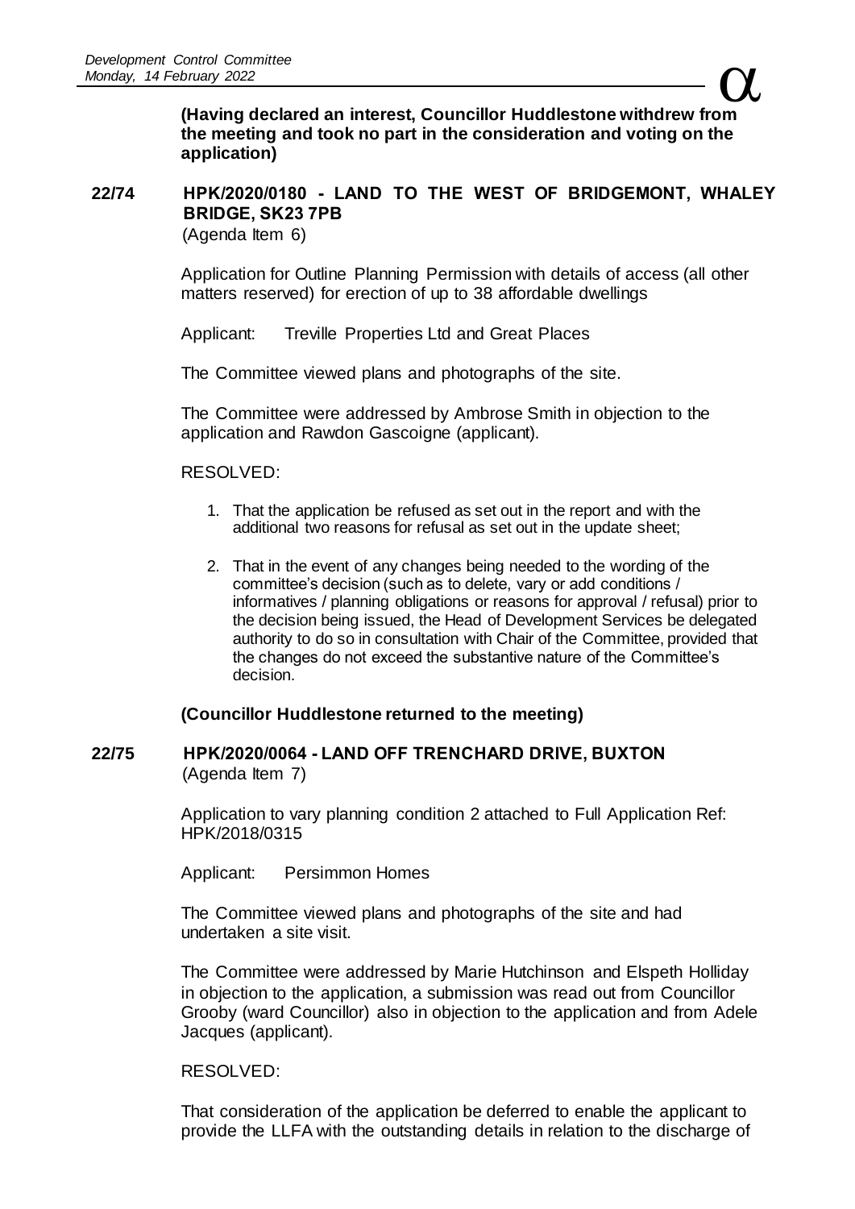**(Having declared an interest, Councillor Huddlestone withdrew from the meeting and took no part in the consideration and voting on the application)**

## 22/74 HPK/2020/0180 - LAND TO THE WEST OF BRIDGEMONT, WHALEY BRIDGE, SK23 7PB

(Agenda Item 6)

Application for Outline Planning Permission with details of access (all other matters reserved) for erection of up to 38 affordable dwellings

Applicant: Treville Properties Ltd and Great Places

The Committee viewed plans and photographs of the site.

The Committee were addressed by Ambrose Smith in objection to the application and Rawdon Gascoigne (applicant).

RESOLVED:

1. That the application be refused as set out in the report and with the additional two reasons for refusal as set out in the update sheet;
2. That in the event of any changes being needed to the wording of the committee's decision (such as to delete, vary or add conditions / informatives / planning obligations or reasons for approval / refusal) prior to the decision being issued, the Head of Development Services be delegated authority to do so in consultation with Chair of the Committee, provided that the changes do not exceed the substantive nature of the Committee's decision.

**(Councillor Huddlestone returned to the meeting)**

## 22/75 HPK/2020/0064 - LAND OFF TRENCHARD DRIVE, BUXTON

(Agenda Item 7)

Application to vary planning condition 2 attached to Full Application Ref: HPK/2018/0315

Applicant: Persimmon Homes

The Committee viewed plans and photographs of the site and had undertaken a site visit.

The Committee were addressed by Marie Hutchinson and Elspeth Holliday in objection to the application, a submission was read out from Councillor Grooby (ward Councillor) also in objection to the application and from Adele Jacques (applicant).

RESOLVED:

That consideration of the application be deferred to enable the applicant to provide the LLFA with the outstanding details in relation to the discharge of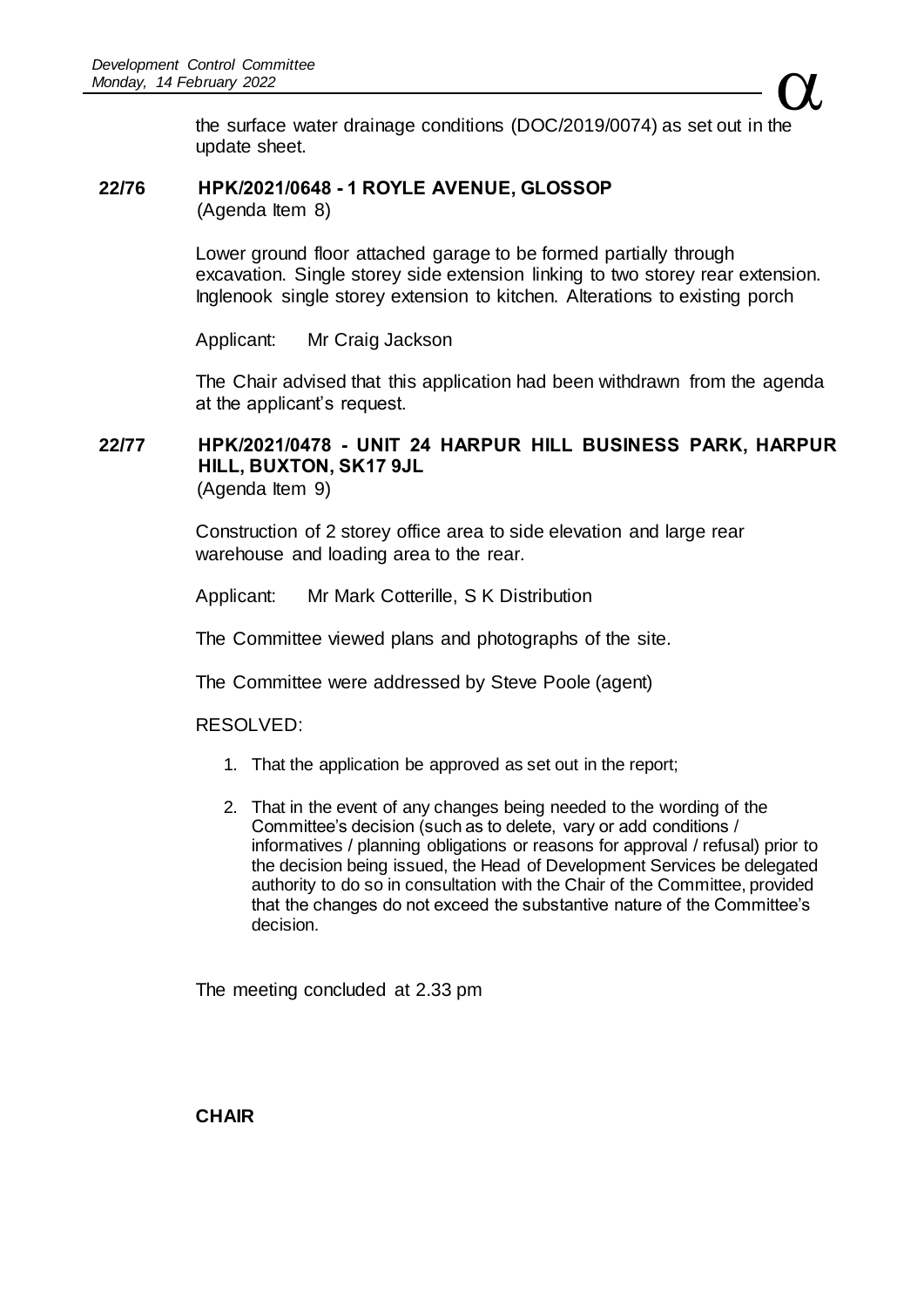the surface water drainage conditions (DOC/2019/0074) as set out in the update sheet.

## 22/76 HPK/2021/0648 - 1 ROYLE AVENUE, GLOSSOP

(Agenda Item 8)

Lower ground floor attached garage to be formed partially through excavation. Single storey side extension linking to two storey rear extension. Inglenook single storey extension to kitchen. Alterations to existing porch

Applicant: Mr Craig Jackson

The Chair advised that this application had been withdrawn from the agenda at the applicant's request.

## 22/77 HPK/2021/0478 - UNIT 24 HARPUR HILL BUSINESS PARK, HARPUR HILL, BUXTON, SK17 9JL

(Agenda Item 9)

Construction of 2 storey office area to side elevation and large rear warehouse and loading area to the rear.

Applicant: Mr Mark Cotterille, S K Distribution

The Committee viewed plans and photographs of the site.

The Committee were addressed by Steve Poole (agent)

RESOLVED:

1. That the application be approved as set out in the report;
2. That in the event of any changes being needed to the wording of the Committee's decision (such as to delete, vary or add conditions / informatives / planning obligations or reasons for approval / refusal) prior to the decision being issued, the Head of Development Services be delegated authority to do so in consultation with the Chair of the Committee, provided that the changes do not exceed the substantive nature of the Committee's decision.

The meeting concluded at 2.33 pm

**CHAIR**